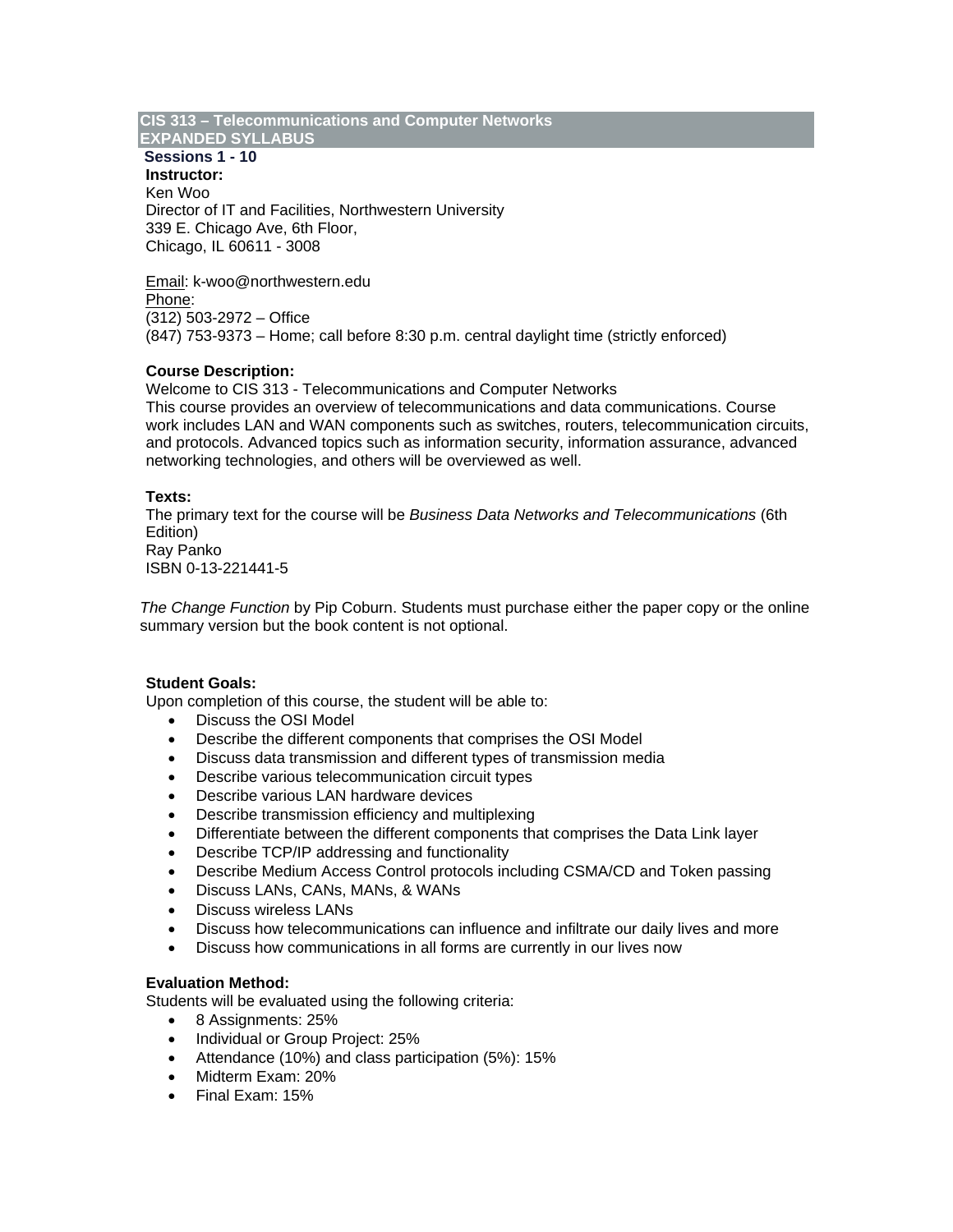# CIS 313 – Telecommunications and Computer Networks
## EXPANDED SYLLABUS

**Sessions 1 - 10**

**Instructor:**
Ken Woo
Director of IT and Facilities, Northwestern University
339 E. Chicago Ave, 6th Floor,
Chicago, IL 60611 - 3008

Email: k-woo@northwestern.edu
Phone:
(312) 503-2972 – Office
(847) 753-9373 – Home; call before 8:30 p.m. central daylight time (strictly enforced)

**Course Description:**
Welcome to CIS 313 - Telecommunications and Computer Networks
This course provides an overview of telecommunications and data communications. Course work includes LAN and WAN components such as switches, routers, telecommunication circuits, and protocols. Advanced topics such as information security, information assurance, advanced networking technologies, and others will be overviewed as well.

**Texts:**
The primary text for the course will be *Business Data Networks and Telecommunications* (6th Edition)
Ray Panko
ISBN 0-13-221441-5

*The Change Function* by Pip Coburn. Students must purchase either the paper copy or the online summary version but the book content is not optional.

**Student Goals:**
Upon completion of this course, the student will be able to:

- Discuss the OSI Model
- Describe the different components that comprises the OSI Model
- Discuss data transmission and different types of transmission media
- Describe various telecommunication circuit types
- Describe various LAN hardware devices
- Describe transmission efficiency and multiplexing
- Differentiate between the different components that comprises the Data Link layer
- Describe TCP/IP addressing and functionality
- Describe Medium Access Control protocols including CSMA/CD and Token passing
- Discuss LANs, CANs, MANs, & WANs
- Discuss wireless LANs
- Discuss how telecommunications can influence and infiltrate our daily lives and more
- Discuss how communications in all forms are currently in our lives now

**Evaluation Method:**
Students will be evaluated using the following criteria:

- 8 Assignments: 25%
- Individual or Group Project: 25%
- Attendance (10%) and class participation (5%): 15%
- Midterm Exam: 20%
- Final Exam: 15%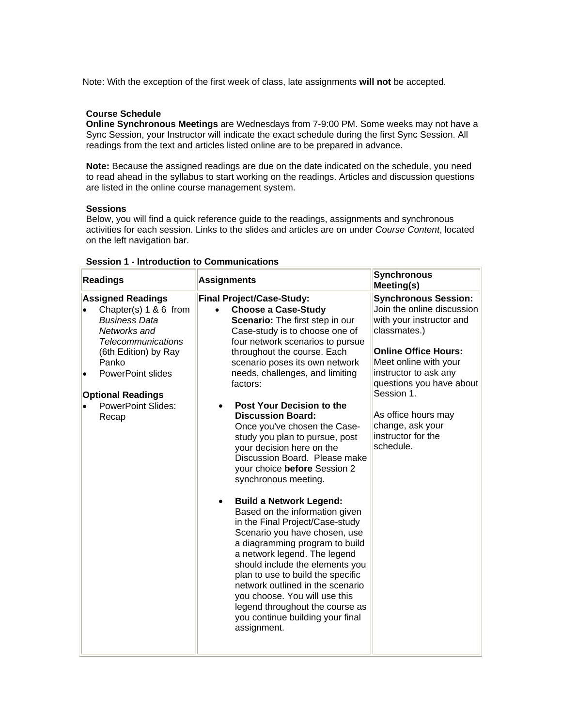Note: With the exception of the first week of class, late assignments **will not** be accepted.

**Course Schedule**
**Online Synchronous Meetings** are Wednesdays from 7-9:00 PM. Some weeks may not have a Sync Session, your Instructor will indicate the exact schedule during the first Sync Session. All readings from the text and articles listed online are to be prepared in advance.

**Note:** Because the assigned readings are due on the date indicated on the schedule, you need to read ahead in the syllabus to start working on the readings. Articles and discussion questions are listed in the online course management system.

**Sessions**
Below, you will find a quick reference guide to the readings, assignments and synchronous activities for each session. Links to the slides and articles are on under *Course Content*, located on the left navigation bar.

**Session 1 - Introduction to Communications**

| Readings | Assignments | Synchronous Meeting(s) |
| --- | --- | --- |
| **Assigned Readings**<br>• Chapter(s) 1 & 6 from *Business Data Networks and Telecommunications* (6th Edition) by Ray Panko<br>• PowerPoint slides<br><br>**Optional Readings**<br>• PowerPoint Slides: Recap | **Final Project/Case-Study:**<br>• **Choose a Case-Study Scenario:** The first step in our Case-study is to choose one of four network scenarios to pursue throughout the course. Each scenario poses its own network needs, challenges, and limiting factors:<br><br>• **Post Your Decision to the Discussion Board:** Once you've chosen the Case-study you plan to pursue, post your decision here on the Discussion Board. Please make your choice **before** Session 2 synchronous meeting.<br><br>• **Build a Network Legend:** Based on the information given in the Final Project/Case-study Scenario you have chosen, use a diagramming program to build a network legend. The legend should include the elements you plan to use to build the specific network outlined in the scenario you choose. You will use this legend throughout the course as you continue building your final assignment. | **Synchronous Session:** Join the online discussion with your instructor and classmates.)<br><br>**Online Office Hours:** Meet online with your instructor to ask any questions you have about Session 1.<br><br>As office hours may change, ask your instructor for the schedule. |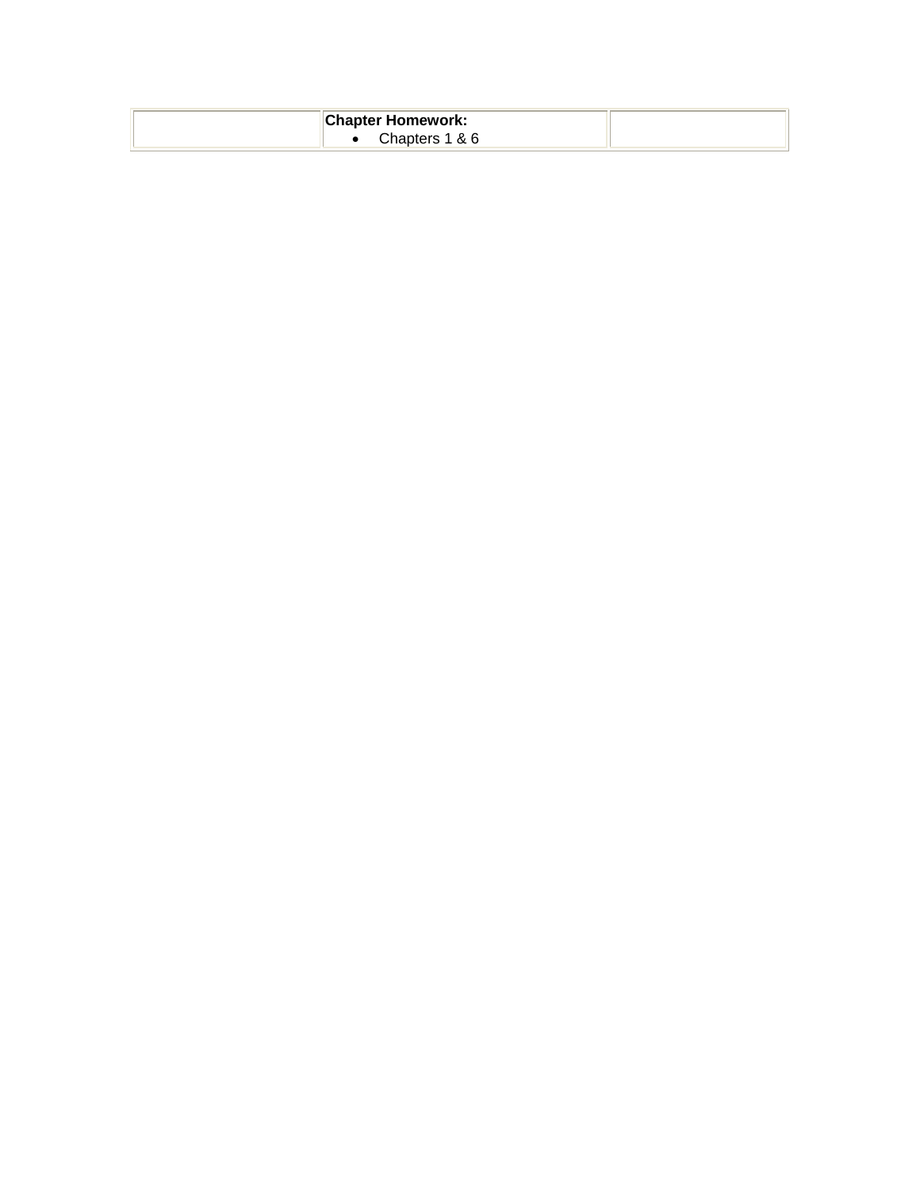| | | |
|---|---|---|
| | **Chapter Homework:**<br>• Chapters 1 & 6 | |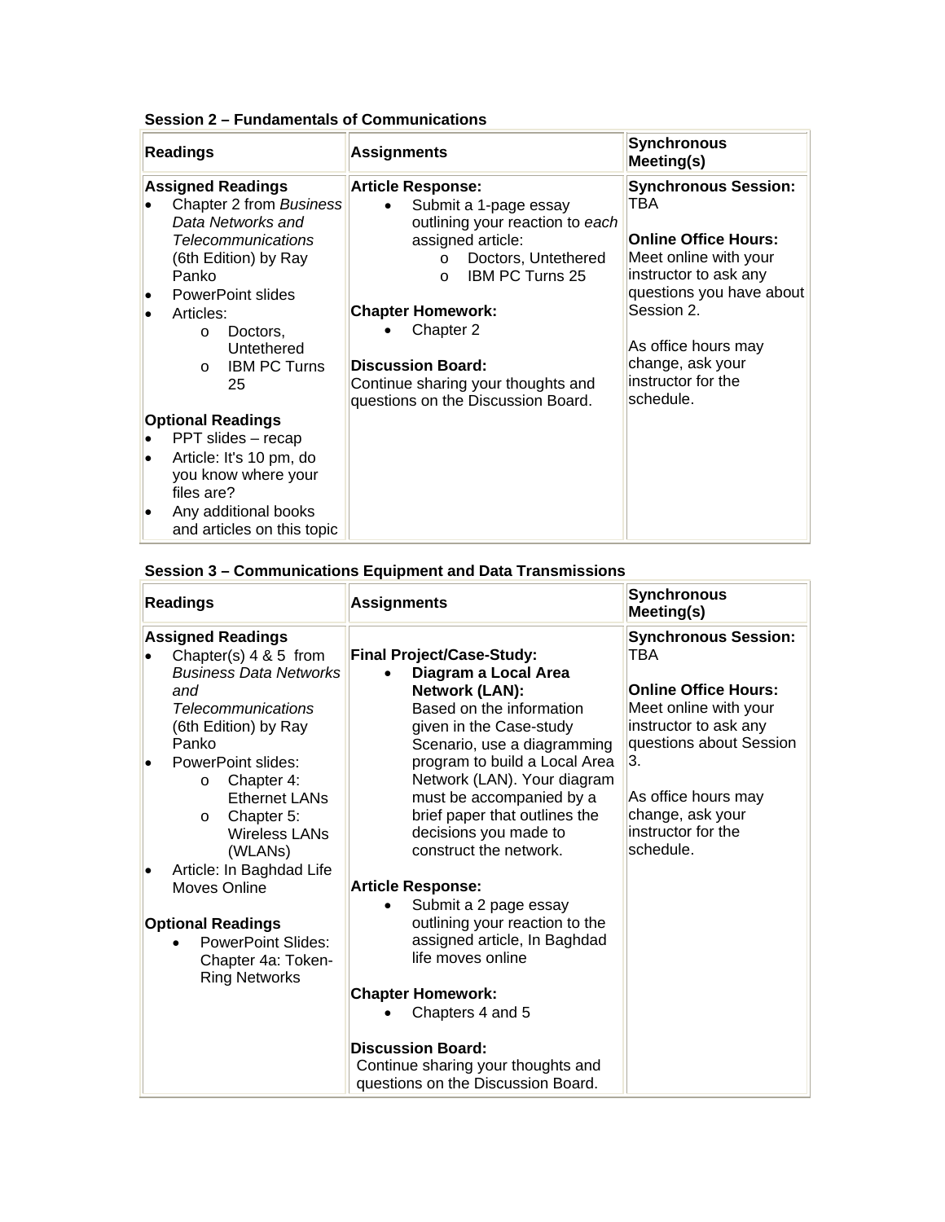**Session 2 – Fundamentals of Communications**

| Readings | Assignments | Synchronous Meeting(s) |
| --- | --- | --- |
| **Assigned Readings**<br>• Chapter 2 from *Business Data Networks and Telecommunications* (6th Edition) by Ray Panko<br>• PowerPoint slides<br>• Articles:<br>  o Doctors, Untethered<br>  o IBM PC Turns 25<br><br>**Optional Readings**<br>• PPT slides – recap<br>• Article: It's 10 pm, do you know where your files are?<br>• Any additional books and articles on this topic | **Article Response:**<br>• Submit a 1-page essay outlining your reaction to *each* assigned article:<br>  o Doctors, Untethered<br>  o IBM PC Turns 25<br><br>**Chapter Homework:**<br>• Chapter 2<br><br>**Discussion Board:**<br>Continue sharing your thoughts and questions on the Discussion Board. | **Synchronous Session:** TBA<br><br>**Online Office Hours:** Meet online with your instructor to ask any questions you have about Session 2.<br><br>As office hours may change, ask your instructor for the schedule. |

**Session 3 – Communications Equipment and Data Transmissions**

| Readings | Assignments | Synchronous Meeting(s) |
| --- | --- | --- |
| **Assigned Readings**<br>• Chapter(s) 4 & 5 from *Business Data Networks and Telecommunications* (6th Edition) by Ray Panko<br>• PowerPoint slides:<br>  o Chapter 4: Ethernet LANs<br>  o Chapter 5: Wireless LANs (WLANs)<br>• Article: In Baghdad Life Moves Online<br><br>**Optional Readings**<br>• PowerPoint Slides: Chapter 4a: Token-Ring Networks | **Final Project/Case-Study:**<br>• **Diagram a Local Area Network (LAN):** Based on the information given in the Case-study Scenario, use a diagramming program to build a Local Area Network (LAN). Your diagram must be accompanied by a brief paper that outlines the decisions you made to construct the network.<br><br>**Article Response:**<br>• Submit a 2 page essay outlining your reaction to the assigned article, In Baghdad life moves online<br><br>**Chapter Homework:**<br>• Chapters 4 and 5<br><br>**Discussion Board:**<br>Continue sharing your thoughts and questions on the Discussion Board. | **Synchronous Session:** TBA<br><br>**Online Office Hours:** Meet online with your instructor to ask any questions about Session 3.<br><br>As office hours may change, ask your instructor for the schedule. |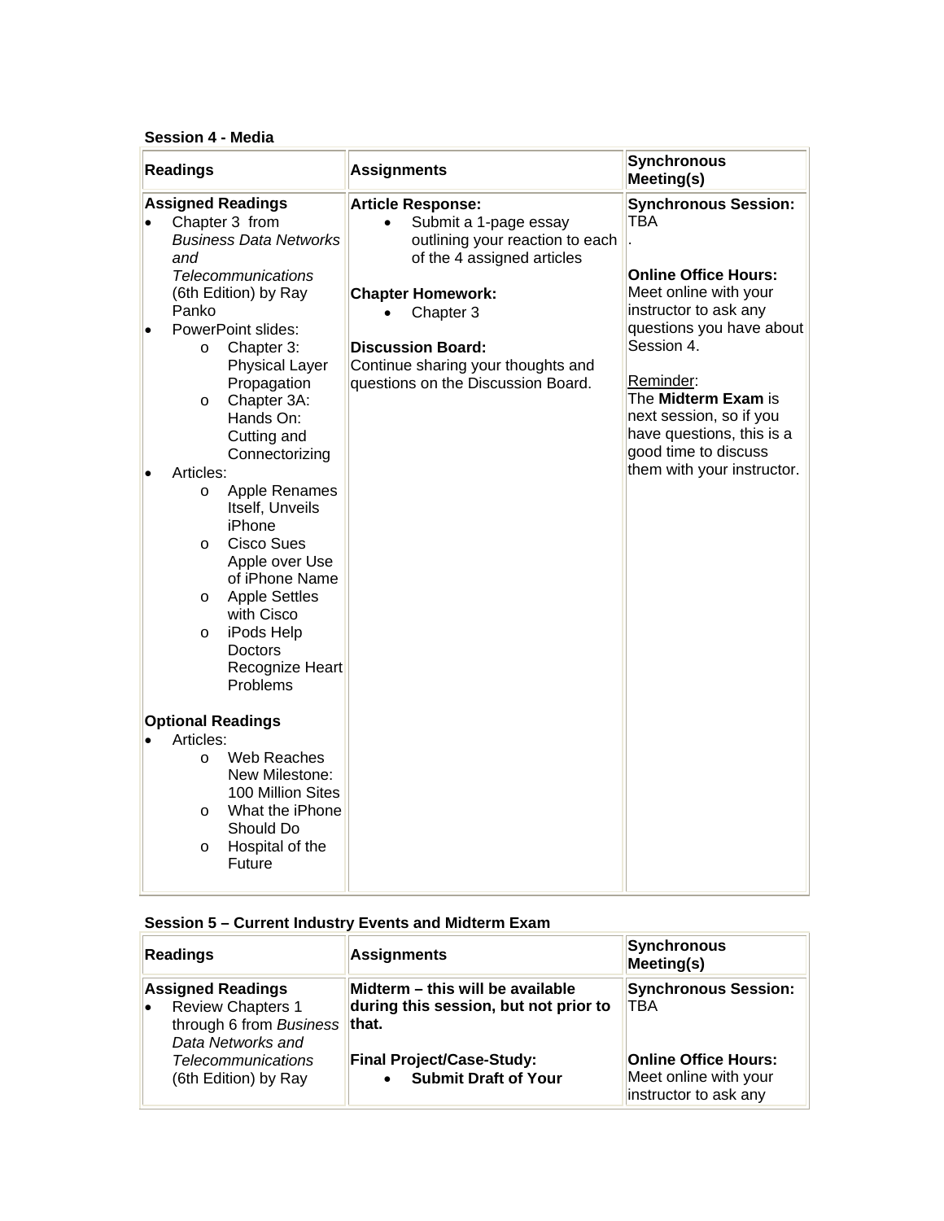**Session 4 - Media**

| Readings | Assignments | Synchronous Meeting(s) |
|---|---|---|
| **Assigned Readings**<br>• Chapter 3 from *Business Data Networks and Telecommunications* (6th Edition) by Ray Panko<br>• PowerPoint slides:<br>&nbsp;&nbsp;o Chapter 3: Physical Layer Propagation<br>&nbsp;&nbsp;o Chapter 3A: Hands On: Cutting and Connectorizing<br>• Articles:<br>&nbsp;&nbsp;o Apple Renames Itself, Unveils iPhone<br>&nbsp;&nbsp;o Cisco Sues Apple over Use of iPhone Name<br>&nbsp;&nbsp;o Apple Settles with Cisco<br>&nbsp;&nbsp;o iPods Help Doctors Recognize Heart Problems<br><br>**Optional Readings**<br>• Articles:<br>&nbsp;&nbsp;o Web Reaches New Milestone: 100 Million Sites<br>&nbsp;&nbsp;o What the iPhone Should Do<br>&nbsp;&nbsp;o Hospital of the Future | **Article Response:**<br>• Submit a 1-page essay outlining your reaction to each of the 4 assigned articles<br><br>**Chapter Homework:**<br>• Chapter 3<br><br>**Discussion Board:**<br>Continue sharing your thoughts and questions on the Discussion Board. | **Synchronous Session:**<br>TBA<br>.<br><br>**Online Office Hours:**<br>Meet online with your instructor to ask any questions you have about Session 4.<br><br>Reminder:<br>The **Midterm Exam** is next session, so if you have questions, this is a good time to discuss them with your instructor. |

**Session 5 – Current Industry Events and Midterm Exam**

| Readings | Assignments | Synchronous Meeting(s) |
|---|---|---|
| **Assigned Readings**<br>• Review Chapters 1 through 6 from *Business Data Networks and Telecommunications* (6th Edition) by Ray | **Midterm – this will be available during this session, but not prior to that.**<br><br>**Final Project/Case-Study:**<br>• **Submit Draft of Your** | **Synchronous Session:**<br>TBA<br><br>**Online Office Hours:**<br>Meet online with your instructor to ask any |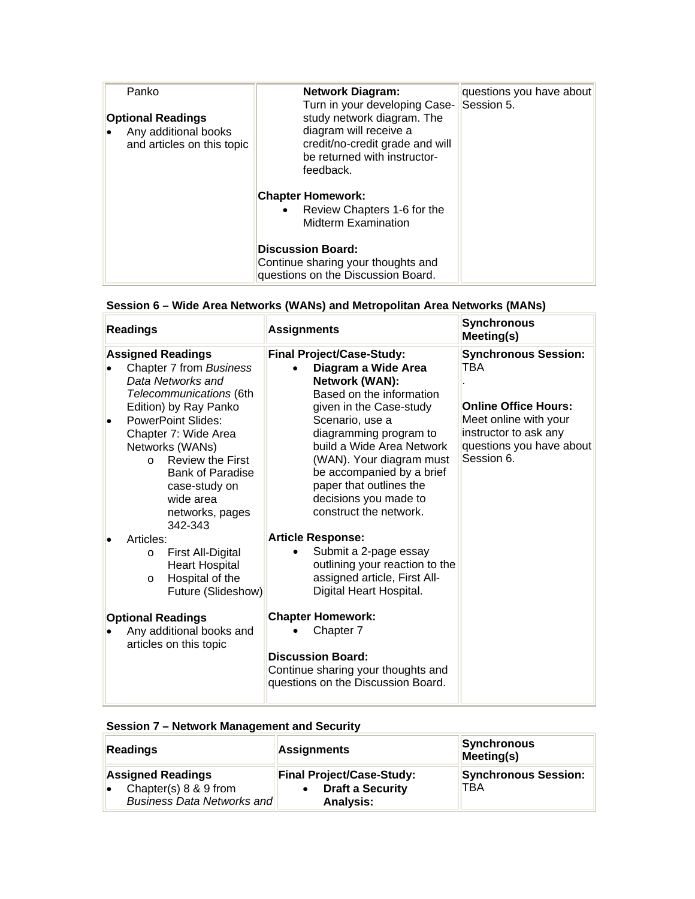| | | |
|---|---|---|
| Panko<br><br>**Optional Readings**<br>• Any additional books and articles on this topic | **Network Diagram:** Turn in your developing Case-study network diagram. The diagram will receive a credit/no-credit grade and will be returned with instructor-feedback.<br><br>**Chapter Homework:**<br>• Review Chapters 1-6 for the Midterm Examination<br><br>**Discussion Board:**<br>Continue sharing your thoughts and questions on the Discussion Board. | questions you have about Session 5. |

**Session 6 – Wide Area Networks (WANs) and Metropolitan Area Networks (MANs)**

| Readings | Assignments | Synchronous Meeting(s) |
|---|---|---|
| **Assigned Readings**<br>• Chapter 7 from *Business Data Networks and Telecommunications* (6th Edition) by Ray Panko<br>• PowerPoint Slides: Chapter 7: Wide Area Networks (WANs)<br>&nbsp;&nbsp;o Review the First Bank of Paradise case-study on wide area networks, pages 342-343<br>• Articles:<br>&nbsp;&nbsp;o First All-Digital Heart Hospital<br>&nbsp;&nbsp;o Hospital of the Future (Slideshow)<br><br>**Optional Readings**<br>• Any additional books and articles on this topic | **Final Project/Case-Study:**<br>• **Diagram a Wide Area Network (WAN):** Based on the information given in the Case-study Scenario, use a diagramming program to build a Wide Area Network (WAN). Your diagram must be accompanied by a brief paper that outlines the decisions you made to construct the network.<br><br>**Article Response:**<br>• Submit a 2-page essay outlining your reaction to the assigned article, First All-Digital Heart Hospital.<br><br>**Chapter Homework:**<br>• Chapter 7<br><br>**Discussion Board:**<br>Continue sharing your thoughts and questions on the Discussion Board. | **Synchronous Session:** TBA<br>.<br><br>**Online Office Hours:** Meet online with your instructor to ask any questions you have about Session 6. |

**Session 7 – Network Management and Security**

| Readings | Assignments | Synchronous Meeting(s) |
|---|---|---|
| **Assigned Readings**<br>• Chapter(s) 8 & 9 from *Business Data Networks and* | **Final Project/Case-Study:**<br>• **Draft a Security Analysis:** | **Synchronous Session:** TBA |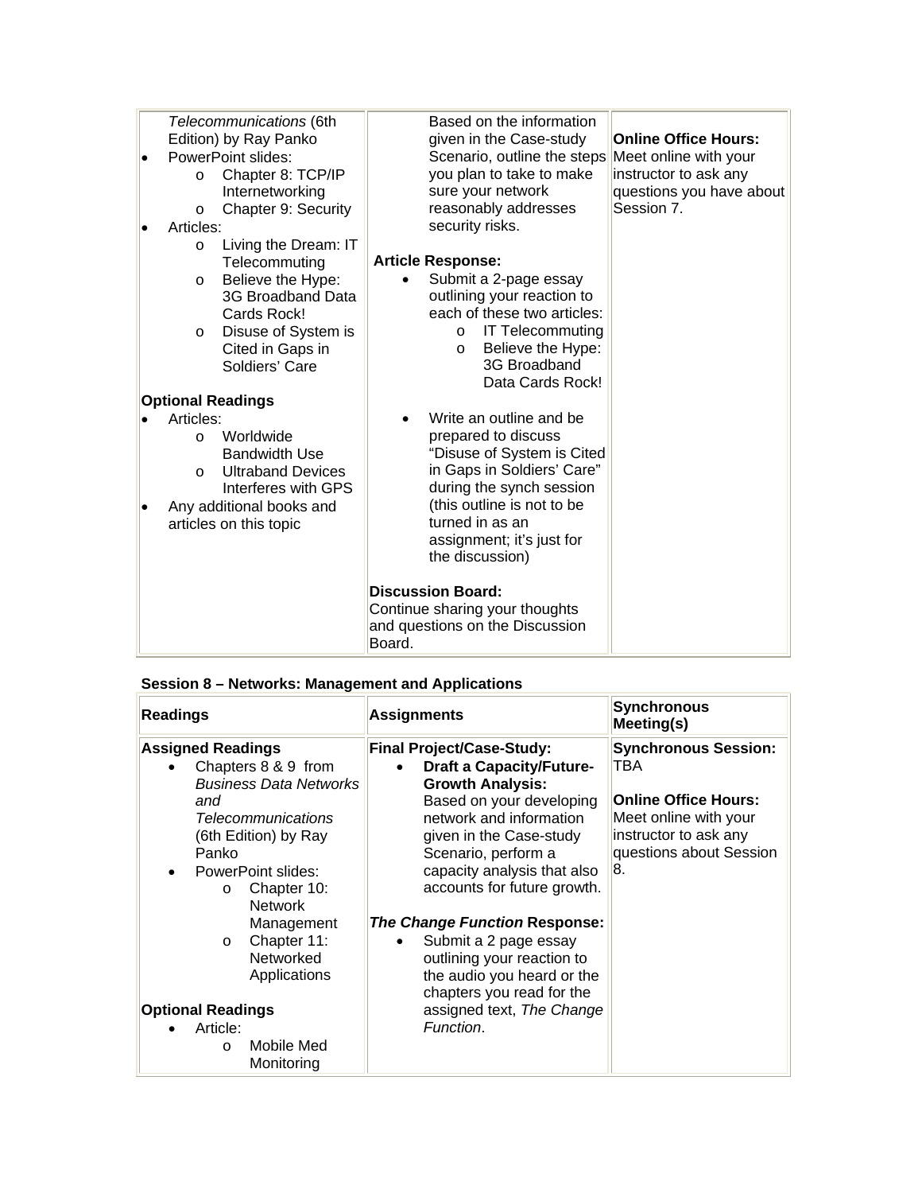| | | |
|---|---|---|
| *Telecommunications* (6th Edition) by Ray Panko<br>• PowerPoint slides:<br>  o Chapter 8: TCP/IP Internetworking<br>  o Chapter 9: Security<br>• Articles:<br>  o Living the Dream: IT Telecommuting<br>  o Believe the Hype: 3G Broadband Data Cards Rock!<br>  o Disuse of System is Cited in Gaps in Soldiers' Care<br><br>**Optional Readings**<br>• Articles:<br>  o Worldwide Bandwidth Use<br>  o Ultraband Devices Interferes with GPS<br>• Any additional books and articles on this topic | Based on the information given in the Case-study Scenario, outline the steps you plan to take to make sure your network reasonably addresses security risks.<br><br>**Article Response:**<br>• Submit a 2-page essay outlining your reaction to each of these two articles:<br>  o IT Telecommuting<br>  o Believe the Hype: 3G Broadband Data Cards Rock!<br><br>• Write an outline and be prepared to discuss "Disuse of System is Cited in Gaps in Soldiers' Care" during the synch session (this outline is not to be turned in as an assignment; it's just for the discussion)<br><br>**Discussion Board:**<br>Continue sharing your thoughts and questions on the Discussion Board. | **Online Office Hours:**<br>Meet online with your instructor to ask any questions you have about Session 7. |

**Session 8 – Networks: Management and Applications**

| Readings | Assignments | Synchronous Meeting(s) |
|---|---|---|
| **Assigned Readings**<br>• Chapters 8 & 9 from *Business Data Networks and Telecommunications* (6th Edition) by Ray Panko<br>• PowerPoint slides:<br>  o Chapter 10: Network Management<br>  o Chapter 11: Networked Applications<br><br>**Optional Readings**<br>• Article:<br>  o Mobile Med Monitoring | **Final Project/Case-Study:**<br>• **Draft a Capacity/Future-Growth Analysis:** Based on your developing network and information given in the Case-study Scenario, perform a capacity analysis that also accounts for future growth.<br><br>***The Change Function* Response:**<br>• Submit a 2 page essay outlining your reaction to the audio you heard or the chapters you read for the assigned text, *The Change Function*. | **Synchronous Session:** TBA<br><br>**Online Office Hours:**<br>Meet online with your instructor to ask any questions about Session 8. |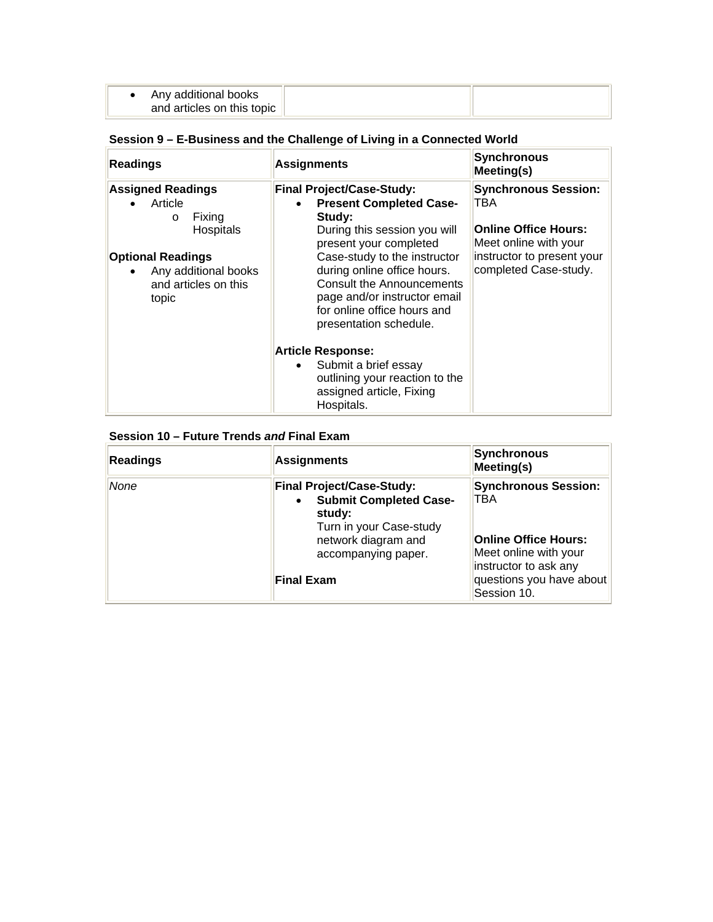| | | |
|---|---|---|
| • Any additional books and articles on this topic | | |

**Session 9 – E-Business and the Challenge of Living in a Connected World**

| Readings | Assignments | Synchronous Meeting(s) |
|---|---|---|
| **Assigned Readings**<br>• Article<br>  o Fixing Hospitals<br><br>**Optional Readings**<br>• Any additional books and articles on this topic | **Final Project/Case-Study:**<br>• **Present Completed Case-Study:**<br>During this session you will present your completed Case-study to the instructor during online office hours. Consult the Announcements page and/or instructor email for online office hours and presentation schedule.<br><br>**Article Response:**<br>• Submit a brief essay outlining your reaction to the assigned article, Fixing Hospitals. | **Synchronous Session:**<br>TBA<br><br>**Online Office Hours:**<br>Meet online with your instructor to present your completed Case-study. |

**Session 10 – Future Trends *and* Final Exam**

| Readings | Assignments | Synchronous Meeting(s) |
|---|---|---|
| *None* | **Final Project/Case-Study:**<br>• **Submit Completed Case-study:**<br>Turn in your Case-study network diagram and accompanying paper.<br><br>**Final Exam** | **Synchronous Session:**<br>TBA<br><br>**Online Office Hours:**<br>Meet online with your instructor to ask any questions you have about Session 10. |